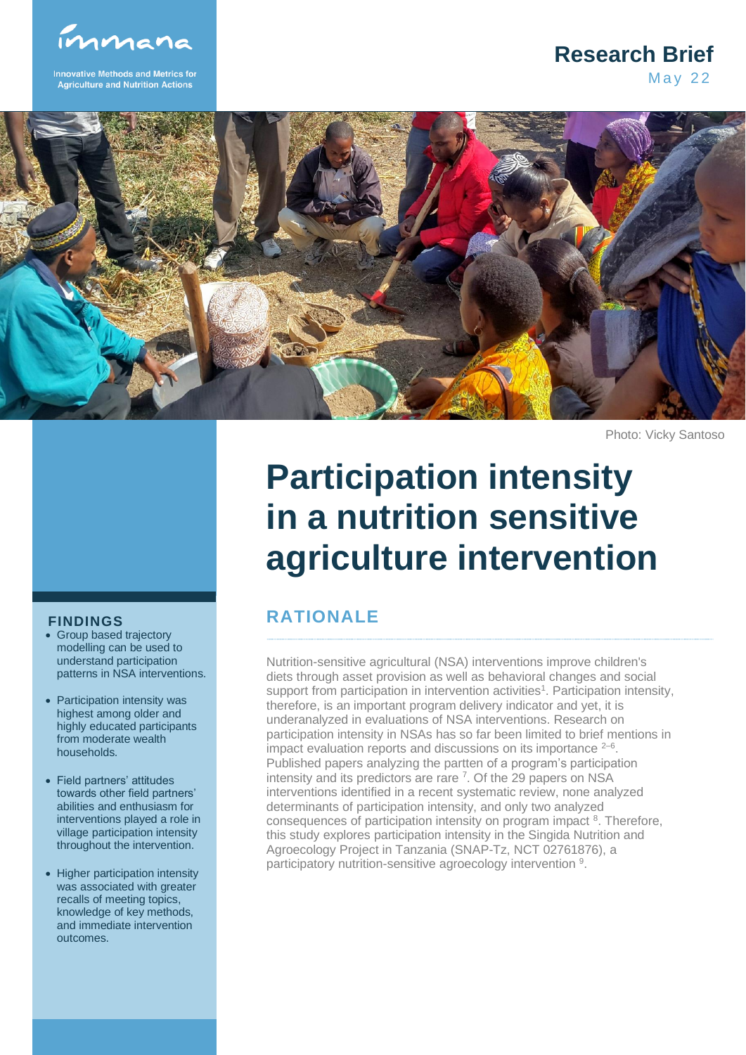immana

Innovative Methods and Metrics for Agriculture and Nutrition Actions

**Research Brief**
May 22

Photo: Vicky Santoso

# Participation intensity in a nutrition sensitive agriculture intervention

## RATIONALE

Nutrition-sensitive agricultural (NSA) interventions improve children's diets through asset provision as well as behavioral changes and social support from participation in intervention activities[1]. Participation intensity, therefore, is an important program delivery indicator and yet, it is underanalyzed in evaluations of NSA interventions. Research on participation intensity in NSAs has so far been limited to brief mentions in impact evaluation reports and discussions on its importance [2–6]. Published papers analyzing the partten of a program's participation intensity and its predictors are rare [7]. Of the 29 papers on NSA interventions identified in a recent systematic review, none analyzed determinants of participation intensity, and only two analyzed consequences of participation intensity on program impact [8]. Therefore, this study explores participation intensity in the Singida Nutrition and Agroecology Project in Tanzania (SNAP-Tz, NCT 02761876), a participatory nutrition-sensitive agroecology intervention [9].

## FINDINGS

- Group based trajectory modelling can be used to understand participation patterns in NSA interventions.
- Participation intensity was highest among older and highly educated participants from moderate wealth households.
- Field partners' attitudes towards other field partners' abilities and enthusiasm for interventions played a role in village participation intensity throughout the intervention.
- Higher participation intensity was associated with greater recalls of meeting topics, knowledge of key methods, and immediate intervention outcomes.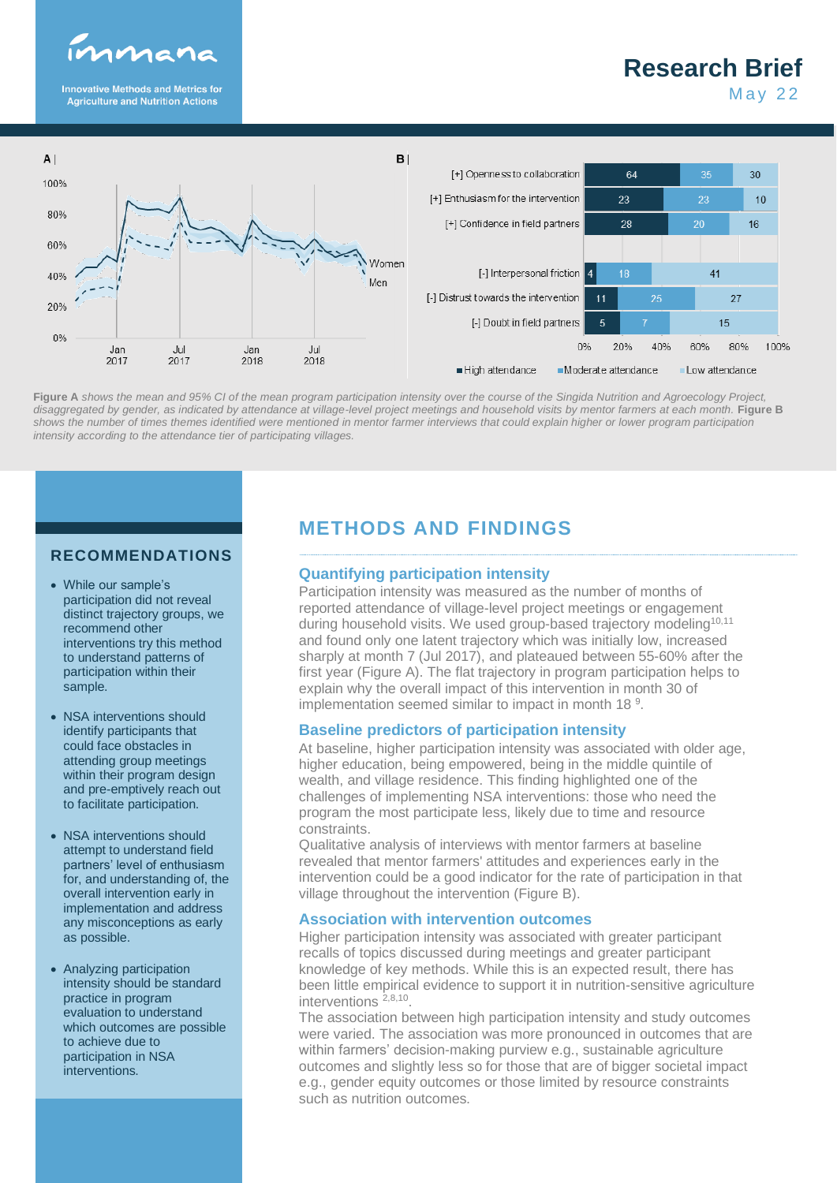**Figure A** *shows the mean and 95% CI of the mean program participation intensity over the course of the Singida Nutrition and Agroecology Project, disaggregated by gender, as indicated by attendance at village-level project meetings and household visits by mentor farmers at each month.* **Figure B** *shows the number of times themes identified were mentioned in mentor farmer interviews that could explain higher or lower program participation intensity according to the attendance tier of participating villages.*

## RECOMMENDATIONS

- While our sample's participation did not reveal distinct trajectory groups, we recommend other interventions try this method to understand patterns of participation within their sample.
- NSA interventions should identify participants that could face obstacles in attending group meetings within their program design and pre-emptively reach out to facilitate participation.
- NSA interventions should attempt to understand field partners' level of enthusiasm for, and understanding of, the overall intervention early in implementation and address any misconceptions as early as possible.
- Analyzing participation intensity should be standard practice in program evaluation to understand which outcomes are possible to achieve due to participation in NSA interventions.

## METHODS AND FINDINGS

### Quantifying participation intensity

Participation intensity was measured as the number of months of reported attendance of village-level project meetings or engagement during household visits. We used group-based trajectory modeling[10,11] and found only one latent trajectory which was initially low, increased sharply at month 7 (Jul 2017), and plateaued between 55-60% after the first year (Figure A). The flat trajectory in program participation helps to explain why the overall impact of this intervention in month 30 of implementation seemed similar to impact in month 18 [9].

### Baseline predictors of participation intensity

At baseline, higher participation intensity was associated with older age, higher education, being empowered, being in the middle quintile of wealth, and village residence. This finding highlighted one of the challenges of implementing NSA interventions: those who need the program the most participate less, likely due to time and resource constraints.

Qualitative analysis of interviews with mentor farmers at baseline revealed that mentor farmers' attitudes and experiences early in the intervention could be a good indicator for the rate of participation in that village throughout the intervention (Figure B).

### Association with intervention outcomes

Higher participation intensity was associated with greater participant recalls of topics discussed during meetings and greater participant knowledge of key methods. While this is an expected result, there has been little empirical evidence to support it in nutrition-sensitive agriculture interventions [2,8,10].

The association between high participation intensity and study outcomes were varied. The association was more pronounced in outcomes that are within farmers' decision-making purview e.g., sustainable agriculture outcomes and slightly less so for those that are of bigger societal impact e.g., gender equity outcomes or those limited by resource constraints such as nutrition outcomes.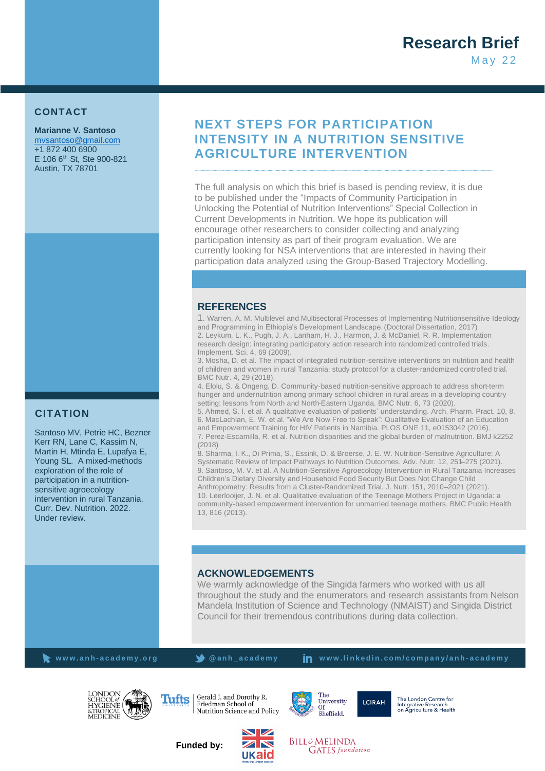# Research Brief

May 22

## CONTACT

**Marianne V. Santoso**
mvsantoso@gmail.com
+1 872 400 6900
E 106 6th St, Ste 900-821
Austin, TX 78701

## CITATION

Santoso MV, Petrie HC, Bezner Kerr RN, Lane C, Kassim N, Martin H, Mtinda E, Lupafya E, Young SL. A mixed-methods exploration of the role of participation in a nutrition-sensitive agroecology intervention in rural Tanzania. Curr. Dev. Nutrition. 2022. Under review.

## NEXT STEPS FOR PARTICIPATION INTENSITY IN A NUTRITION SENSITIVE AGRICULTURE INTERVENTION

The full analysis on which this brief is based is pending review, it is due to be published under the "Impacts of Community Participation in Unlocking the Potential of Nutrition Interventions" Special Collection in Current Developments in Nutrition. We hope its publication will encourage other researchers to consider collecting and analyzing participation intensity as part of their program evaluation. We are currently looking for NSA interventions that are interested in having their participation data analyzed using the Group-Based Trajectory Modelling.

## REFERENCES

1. Warren, A. M. Multilevel and Multisectoral Processes of Implementing Nutritionsensitive Ideology and Programming in Ethiopia's Development Landscape. (Doctoral Dissertation, 2017)
2. Leykum, L. K., Pugh, J. A., Lanham, H. J., Harmon, J. & McDaniel, R. R. Implementation research design: integrating participatory action research into randomized controlled trials. Implement. Sci. 4, 69 (2009).
3. Mosha, D. et al. The impact of integrated nutrition-sensitive interventions on nutrition and health of children and women in rural Tanzania: study protocol for a cluster-randomized controlled trial. BMC Nutr. 4, 29 (2018).
4. Elolu, S. & Ongeng, D. Community-based nutrition-sensitive approach to address short-term hunger and undernutrition among primary school children in rural areas in a developing country setting: lessons from North and North-Eastern Uganda. BMC Nutr. 6, 73 (2020).
5. Ahmed, S. I. et al. A qualitative evaluation of patients' understanding. Arch. Pharm. Pract. 10, 8.
6. MacLachlan, E. W. et al. "We Are Now Free to Speak": Qualitative Evaluation of an Education and Empowerment Training for HIV Patients in Namibia. PLOS ONE 11, e0153042 (2016).
7. Perez-Escamilla, R. et al. Nutrition disparities and the global burden of malnutrition. BMJ k2252 (2018)
8. Sharma, I. K., Di Prima, S., Essink, D. & Broerse, J. E. W. Nutrition-Sensitive Agriculture: A Systematic Review of Impact Pathways to Nutrition Outcomes. Adv. Nutr. 12, 251–275 (2021).
9. Santoso, M. V. et al. A Nutrition-Sensitive Agroecology Intervention in Rural Tanzania Increases Children's Dietary Diversity and Household Food Security But Does Not Change Child Anthropometry: Results from a Cluster-Randomized Trial. J. Nutr. 151, 2010–2021 (2021).
10. Leerlooijer, J. N. et al. Qualitative evaluation of the Teenage Mothers Project in Uganda: a community-based empowerment intervention for unmarried teenage mothers. BMC Public Health 13, 816 (2013).

## ACKNOWLEDGEMENTS

We warmly acknowledge of the Singida farmers who worked with us all throughout the study and the enumerators and research assistants from Nelson Mandela Institution of Science and Technology (NMAIST) and Singida District Council for their tremendous contributions during data collection.

www.anh-academy.org | @anh_academy | www.linkedin.com/company/anh-academy

London School of Hygiene & Tropical Medicine | Tufts University Gerald J. and Dorothy R. Friedman School of Nutrition Science and Policy | The University Of Sheffield. | LCIRAH The London Centre for Integrative Research on Agriculture & Health

**Funded by:** UKaid from the British people | Bill & Melinda Gates foundation